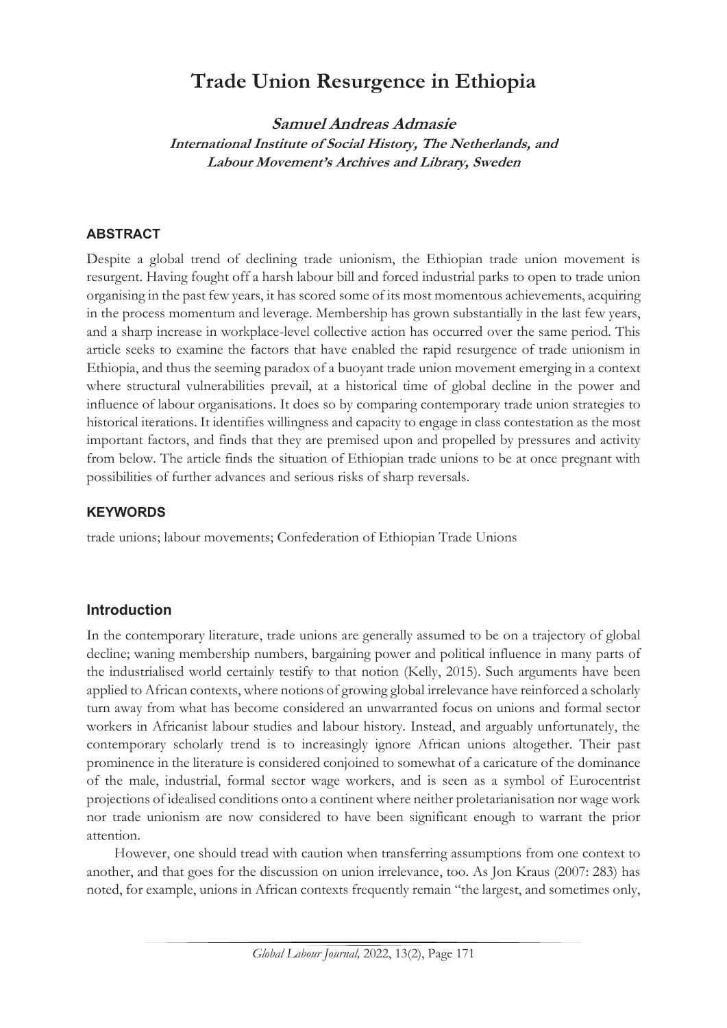# Trade Union Resurgence in Ethiopia

***Samuel Andreas Admasie***
***International Institute of Social History, The Netherlands, and Labour Movement's Archives and Library, Sweden***

## ABSTRACT

Despite a global trend of declining trade unionism, the Ethiopian trade union movement is resurgent. Having fought off a harsh labour bill and forced industrial parks to open to trade union organising in the past few years, it has scored some of its most momentous achievements, acquiring in the process momentum and leverage. Membership has grown substantially in the last few years, and a sharp increase in workplace-level collective action has occurred over the same period. This article seeks to examine the factors that have enabled the rapid resurgence of trade unionism in Ethiopia, and thus the seeming paradox of a buoyant trade union movement emerging in a context where structural vulnerabilities prevail, at a historical time of global decline in the power and influence of labour organisations. It does so by comparing contemporary trade union strategies to historical iterations. It identifies willingness and capacity to engage in class contestation as the most important factors, and finds that they are premised upon and propelled by pressures and activity from below. The article finds the situation of Ethiopian trade unions to be at once pregnant with possibilities of further advances and serious risks of sharp reversals.

## KEYWORDS

trade unions; labour movements; Confederation of Ethiopian Trade Unions

## Introduction

In the contemporary literature, trade unions are generally assumed to be on a trajectory of global decline; waning membership numbers, bargaining power and political influence in many parts of the industrialised world certainly testify to that notion (Kelly, 2015). Such arguments have been applied to African contexts, where notions of growing global irrelevance have reinforced a scholarly turn away from what has become considered an unwarranted focus on unions and formal sector workers in Africanist labour studies and labour history. Instead, and arguably unfortunately, the contemporary scholarly trend is to increasingly ignore African unions altogether. Their past prominence in the literature is considered conjoined to somewhat of a caricature of the dominance of the male, industrial, formal sector wage workers, and is seen as a symbol of Eurocentrist projections of idealised conditions onto a continent where neither proletarianisation nor wage work nor trade unionism are now considered to have been significant enough to warrant the prior attention.

However, one should tread with caution when transferring assumptions from one context to another, and that goes for the discussion on union irrelevance, too. As Jon Kraus (2007: 283) has noted, for example, unions in African contexts frequently remain "the largest, and sometimes only,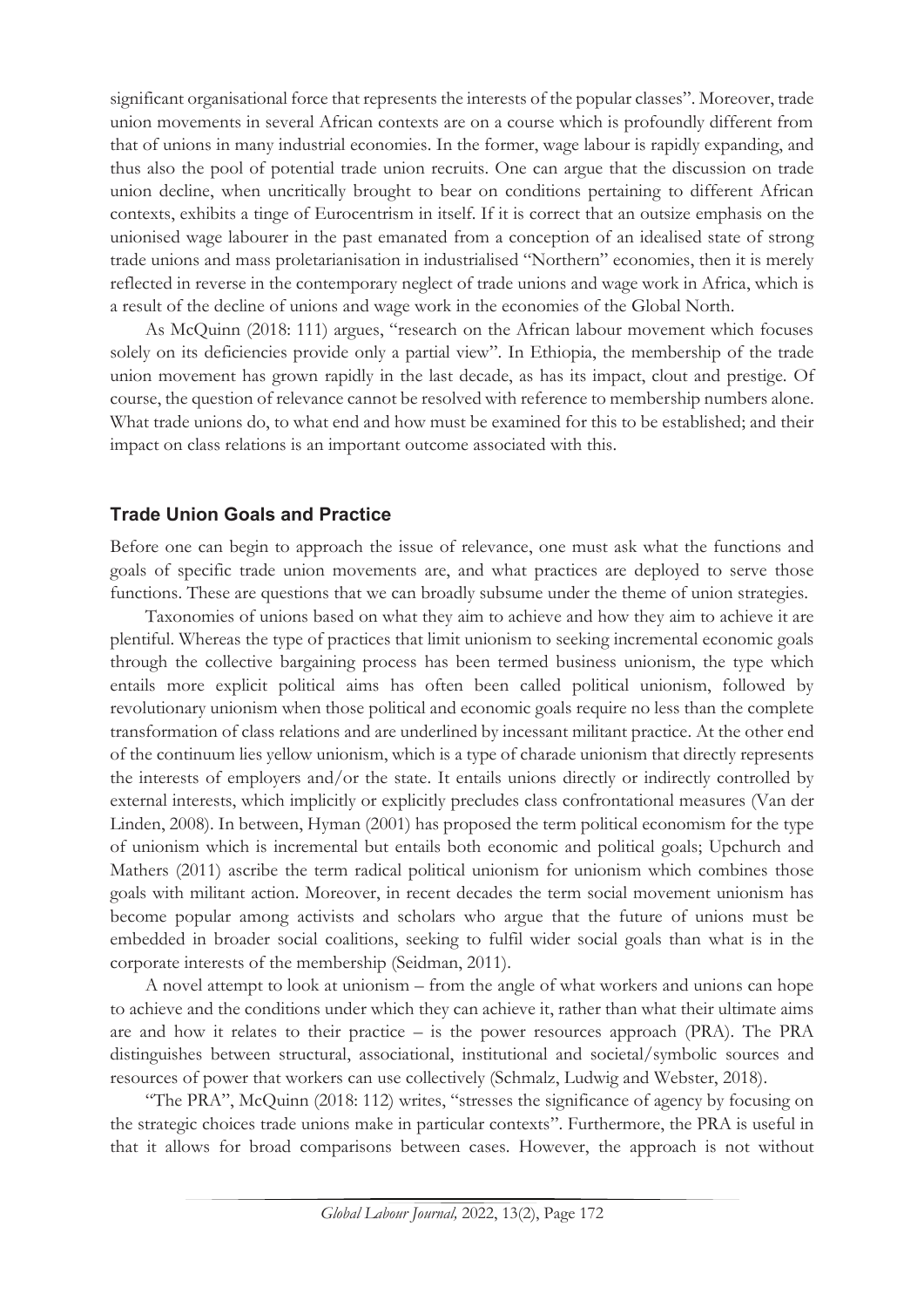significant organisational force that represents the interests of the popular classes". Moreover, trade union movements in several African contexts are on a course which is profoundly different from that of unions in many industrial economies. In the former, wage labour is rapidly expanding, and thus also the pool of potential trade union recruits. One can argue that the discussion on trade union decline, when uncritically brought to bear on conditions pertaining to different African contexts, exhibits a tinge of Eurocentrism in itself. If it is correct that an outsize emphasis on the unionised wage labourer in the past emanated from a conception of an idealised state of strong trade unions and mass proletarianisation in industrialised "Northern" economies, then it is merely reflected in reverse in the contemporary neglect of trade unions and wage work in Africa, which is a result of the decline of unions and wage work in the economies of the Global North.

As McQuinn (2018: 111) argues, "research on the African labour movement which focuses solely on its deficiencies provide only a partial view". In Ethiopia, the membership of the trade union movement has grown rapidly in the last decade, as has its impact, clout and prestige. Of course, the question of relevance cannot be resolved with reference to membership numbers alone. What trade unions do, to what end and how must be examined for this to be established; and their impact on class relations is an important outcome associated with this.

## Trade Union Goals and Practice

Before one can begin to approach the issue of relevance, one must ask what the functions and goals of specific trade union movements are, and what practices are deployed to serve those functions. These are questions that we can broadly subsume under the theme of union strategies.

Taxonomies of unions based on what they aim to achieve and how they aim to achieve it are plentiful. Whereas the type of practices that limit unionism to seeking incremental economic goals through the collective bargaining process has been termed business unionism, the type which entails more explicit political aims has often been called political unionism, followed by revolutionary unionism when those political and economic goals require no less than the complete transformation of class relations and are underlined by incessant militant practice. At the other end of the continuum lies yellow unionism, which is a type of charade unionism that directly represents the interests of employers and/or the state. It entails unions directly or indirectly controlled by external interests, which implicitly or explicitly precludes class confrontational measures (Van der Linden, 2008). In between, Hyman (2001) has proposed the term political economism for the type of unionism which is incremental but entails both economic and political goals; Upchurch and Mathers (2011) ascribe the term radical political unionism for unionism which combines those goals with militant action. Moreover, in recent decades the term social movement unionism has become popular among activists and scholars who argue that the future of unions must be embedded in broader social coalitions, seeking to fulfil wider social goals than what is in the corporate interests of the membership (Seidman, 2011).

A novel attempt to look at unionism – from the angle of what workers and unions can hope to achieve and the conditions under which they can achieve it, rather than what their ultimate aims are and how it relates to their practice – is the power resources approach (PRA). The PRA distinguishes between structural, associational, institutional and societal/symbolic sources and resources of power that workers can use collectively (Schmalz, Ludwig and Webster, 2018).

"The PRA", McQuinn (2018: 112) writes, "stresses the significance of agency by focusing on the strategic choices trade unions make in particular contexts". Furthermore, the PRA is useful in that it allows for broad comparisons between cases. However, the approach is not without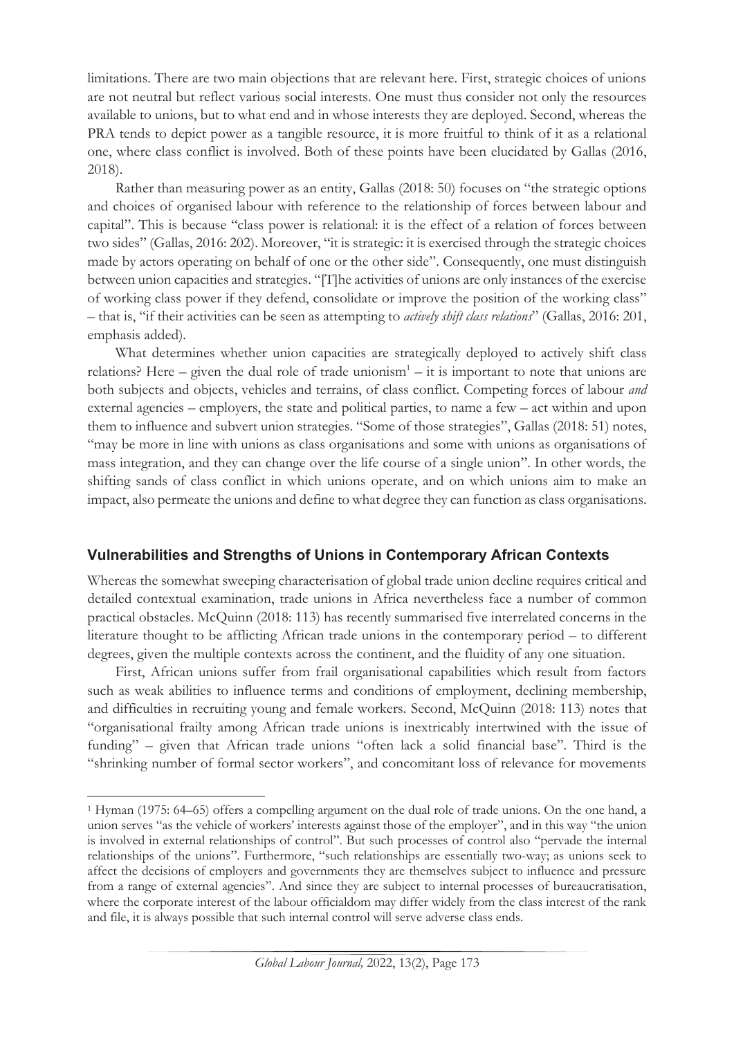limitations. There are two main objections that are relevant here. First, strategic choices of unions are not neutral but reflect various social interests. One must thus consider not only the resources available to unions, but to what end and in whose interests they are deployed. Second, whereas the PRA tends to depict power as a tangible resource, it is more fruitful to think of it as a relational one, where class conflict is involved. Both of these points have been elucidated by Gallas (2016, 2018).

Rather than measuring power as an entity, Gallas (2018: 50) focuses on "the strategic options and choices of organised labour with reference to the relationship of forces between labour and capital". This is because "class power is relational: it is the effect of a relation of forces between two sides" (Gallas, 2016: 202). Moreover, "it is strategic: it is exercised through the strategic choices made by actors operating on behalf of one or the other side". Consequently, one must distinguish between union capacities and strategies. "[T]he activities of unions are only instances of the exercise of working class power if they defend, consolidate or improve the position of the working class" – that is, "if their activities can be seen as attempting to *actively shift class relations*" (Gallas, 2016: 201, emphasis added).

What determines whether union capacities are strategically deployed to actively shift class relations? Here – given the dual role of trade unionism[1] – it is important to note that unions are both subjects and objects, vehicles and terrains, of class conflict. Competing forces of labour *and* external agencies – employers, the state and political parties, to name a few – act within and upon them to influence and subvert union strategies. "Some of those strategies", Gallas (2018: 51) notes, "may be more in line with unions as class organisations and some with unions as organisations of mass integration, and they can change over the life course of a single union". In other words, the shifting sands of class conflict in which unions operate, and on which unions aim to make an impact, also permeate the unions and define to what degree they can function as class organisations.

## Vulnerabilities and Strengths of Unions in Contemporary African Contexts

Whereas the somewhat sweeping characterisation of global trade union decline requires critical and detailed contextual examination, trade unions in Africa nevertheless face a number of common practical obstacles. McQuinn (2018: 113) has recently summarised five interrelated concerns in the literature thought to be afflicting African trade unions in the contemporary period – to different degrees, given the multiple contexts across the continent, and the fluidity of any one situation.

First, African unions suffer from frail organisational capabilities which result from factors such as weak abilities to influence terms and conditions of employment, declining membership, and difficulties in recruiting young and female workers. Second, McQuinn (2018: 113) notes that "organisational frailty among African trade unions is inextricably intertwined with the issue of funding" – given that African trade unions "often lack a solid financial base". Third is the "shrinking number of formal sector workers", and concomitant loss of relevance for movements

---

[1] Hyman (1975: 64–65) offers a compelling argument on the dual role of trade unions. On the one hand, a union serves "as the vehicle of workers' interests against those of the employer", and in this way "the union is involved in external relationships of control". But such processes of control also "pervade the internal relationships of the unions". Furthermore, "such relationships are essentially two-way; as unions seek to affect the decisions of employers and governments they are themselves subject to influence and pressure from a range of external agencies". And since they are subject to internal processes of bureaucratisation, where the corporate interest of the labour officialdom may differ widely from the class interest of the rank and file, it is always possible that such internal control will serve adverse class ends.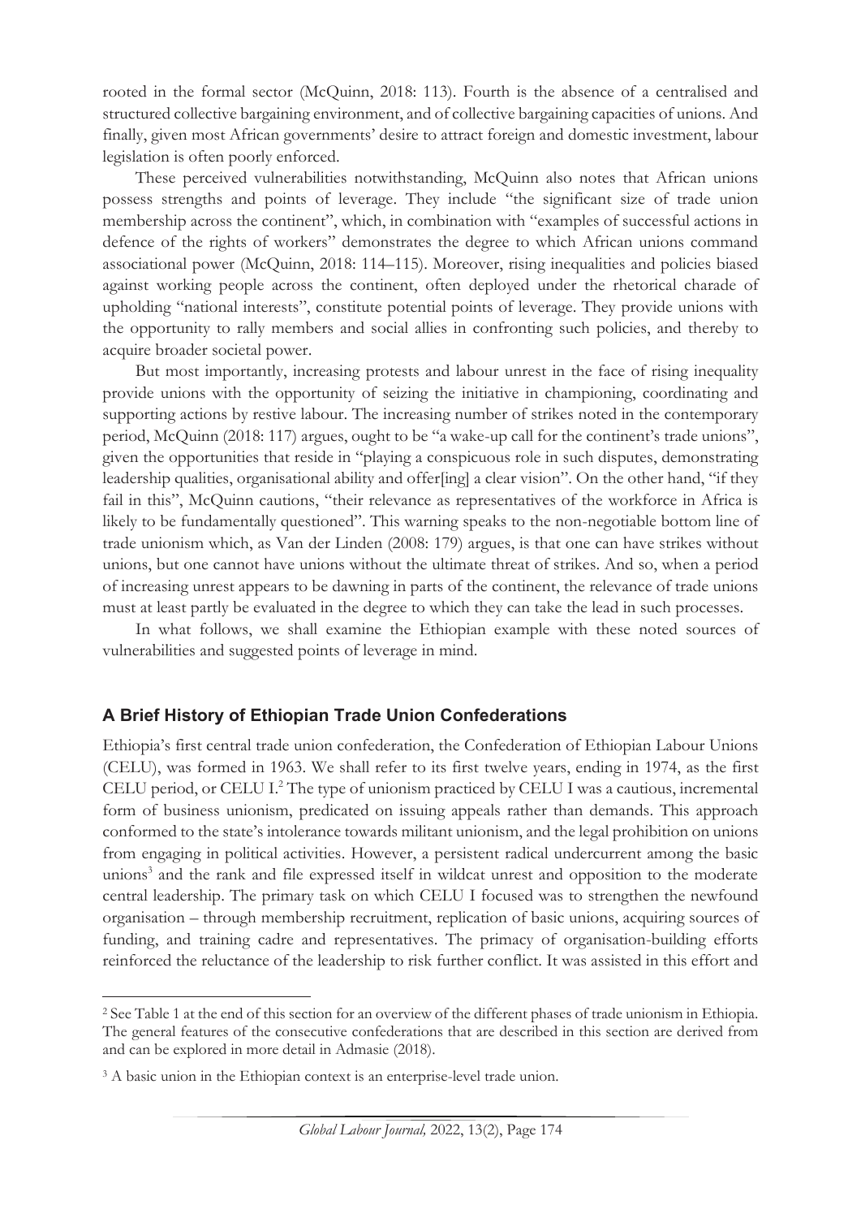rooted in the formal sector (McQuinn, 2018: 113). Fourth is the absence of a centralised and structured collective bargaining environment, and of collective bargaining capacities of unions. And finally, given most African governments' desire to attract foreign and domestic investment, labour legislation is often poorly enforced.

These perceived vulnerabilities notwithstanding, McQuinn also notes that African unions possess strengths and points of leverage. They include "the significant size of trade union membership across the continent", which, in combination with "examples of successful actions in defence of the rights of workers" demonstrates the degree to which African unions command associational power (McQuinn, 2018: 114–115). Moreover, rising inequalities and policies biased against working people across the continent, often deployed under the rhetorical charade of upholding "national interests", constitute potential points of leverage. They provide unions with the opportunity to rally members and social allies in confronting such policies, and thereby to acquire broader societal power.

But most importantly, increasing protests and labour unrest in the face of rising inequality provide unions with the opportunity of seizing the initiative in championing, coordinating and supporting actions by restive labour. The increasing number of strikes noted in the contemporary period, McQuinn (2018: 117) argues, ought to be "a wake-up call for the continent's trade unions", given the opportunities that reside in "playing a conspicuous role in such disputes, demonstrating leadership qualities, organisational ability and offer[ing] a clear vision". On the other hand, "if they fail in this", McQuinn cautions, "their relevance as representatives of the workforce in Africa is likely to be fundamentally questioned". This warning speaks to the non-negotiable bottom line of trade unionism which, as Van der Linden (2008: 179) argues, is that one can have strikes without unions, but one cannot have unions without the ultimate threat of strikes. And so, when a period of increasing unrest appears to be dawning in parts of the continent, the relevance of trade unions must at least partly be evaluated in the degree to which they can take the lead in such processes.

In what follows, we shall examine the Ethiopian example with these noted sources of vulnerabilities and suggested points of leverage in mind.

## A Brief History of Ethiopian Trade Union Confederations

Ethiopia's first central trade union confederation, the Confederation of Ethiopian Labour Unions (CELU), was formed in 1963. We shall refer to its first twelve years, ending in 1974, as the first CELU period, or CELU I.[2] The type of unionism practiced by CELU I was a cautious, incremental form of business unionism, predicated on issuing appeals rather than demands. This approach conformed to the state's intolerance towards militant unionism, and the legal prohibition on unions from engaging in political activities. However, a persistent radical undercurrent among the basic unions[3] and the rank and file expressed itself in wildcat unrest and opposition to the moderate central leadership. The primary task on which CELU I focused was to strengthen the newfound organisation – through membership recruitment, replication of basic unions, acquiring sources of funding, and training cadre and representatives. The primacy of organisation-building efforts reinforced the reluctance of the leadership to risk further conflict. It was assisted in this effort and

[2] See Table 1 at the end of this section for an overview of the different phases of trade unionism in Ethiopia. The general features of the consecutive confederations that are described in this section are derived from and can be explored in more detail in Admasie (2018).

[3] A basic union in the Ethiopian context is an enterprise-level trade union.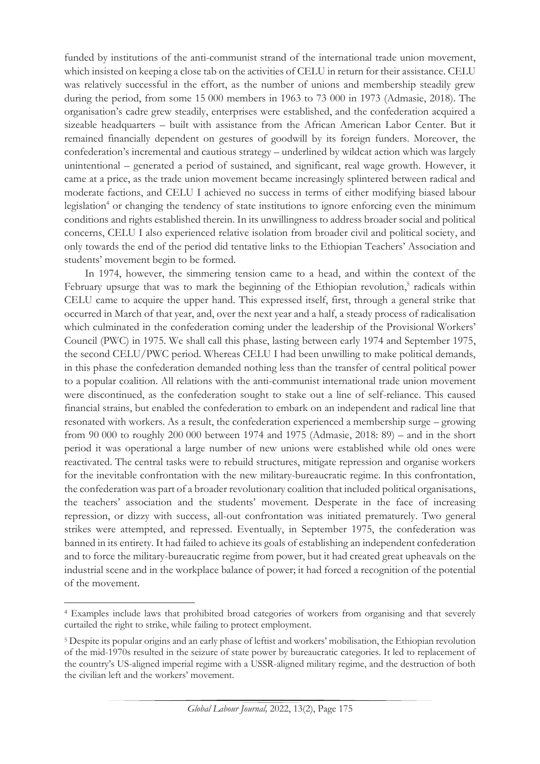funded by institutions of the anti-communist strand of the international trade union movement, which insisted on keeping a close tab on the activities of CELU in return for their assistance. CELU was relatively successful in the effort, as the number of unions and membership steadily grew during the period, from some 15 000 members in 1963 to 73 000 in 1973 (Admasie, 2018). The organisation's cadre grew steadily, enterprises were established, and the confederation acquired a sizeable headquarters – built with assistance from the African American Labor Center. But it remained financially dependent on gestures of goodwill by its foreign funders. Moreover, the confederation's incremental and cautious strategy – underlined by wildcat action which was largely unintentional – generated a period of sustained, and significant, real wage growth. However, it came at a price, as the trade union movement became increasingly splintered between radical and moderate factions, and CELU I achieved no success in terms of either modifying biased labour legislation[4] or changing the tendency of state institutions to ignore enforcing even the minimum conditions and rights established therein. In its unwillingness to address broader social and political concerns, CELU I also experienced relative isolation from broader civil and political society, and only towards the end of the period did tentative links to the Ethiopian Teachers' Association and students' movement begin to be formed.

In 1974, however, the simmering tension came to a head, and within the context of the February upsurge that was to mark the beginning of the Ethiopian revolution,[5] radicals within CELU came to acquire the upper hand. This expressed itself, first, through a general strike that occurred in March of that year, and, over the next year and a half, a steady process of radicalisation which culminated in the confederation coming under the leadership of the Provisional Workers' Council (PWC) in 1975. We shall call this phase, lasting between early 1974 and September 1975, the second CELU/PWC period. Whereas CELU I had been unwilling to make political demands, in this phase the confederation demanded nothing less than the transfer of central political power to a popular coalition. All relations with the anti-communist international trade union movement were discontinued, as the confederation sought to stake out a line of self-reliance. This caused financial strains, but enabled the confederation to embark on an independent and radical line that resonated with workers. As a result, the confederation experienced a membership surge – growing from 90 000 to roughly 200 000 between 1974 and 1975 (Admasie, 2018: 89) – and in the short period it was operational a large number of new unions were established while old ones were reactivated. The central tasks were to rebuild structures, mitigate repression and organise workers for the inevitable confrontation with the new military-bureaucratic regime. In this confrontation, the confederation was part of a broader revolutionary coalition that included political organisations, the teachers' association and the students' movement. Desperate in the face of increasing repression, or dizzy with success, all-out confrontation was initiated prematurely. Two general strikes were attempted, and repressed. Eventually, in September 1975, the confederation was banned in its entirety. It had failed to achieve its goals of establishing an independent confederation and to force the military-bureaucratic regime from power, but it had created great upheavals on the industrial scene and in the workplace balance of power; it had forced a recognition of the potential of the movement.

---

[4] Examples include laws that prohibited broad categories of workers from organising and that severely curtailed the right to strike, while failing to protect employment.

[5] Despite its popular origins and an early phase of leftist and workers' mobilisation, the Ethiopian revolution of the mid-1970s resulted in the seizure of state power by bureaucratic categories. It led to replacement of the country's US-aligned imperial regime with a USSR-aligned military regime, and the destruction of both the civilian left and the workers' movement.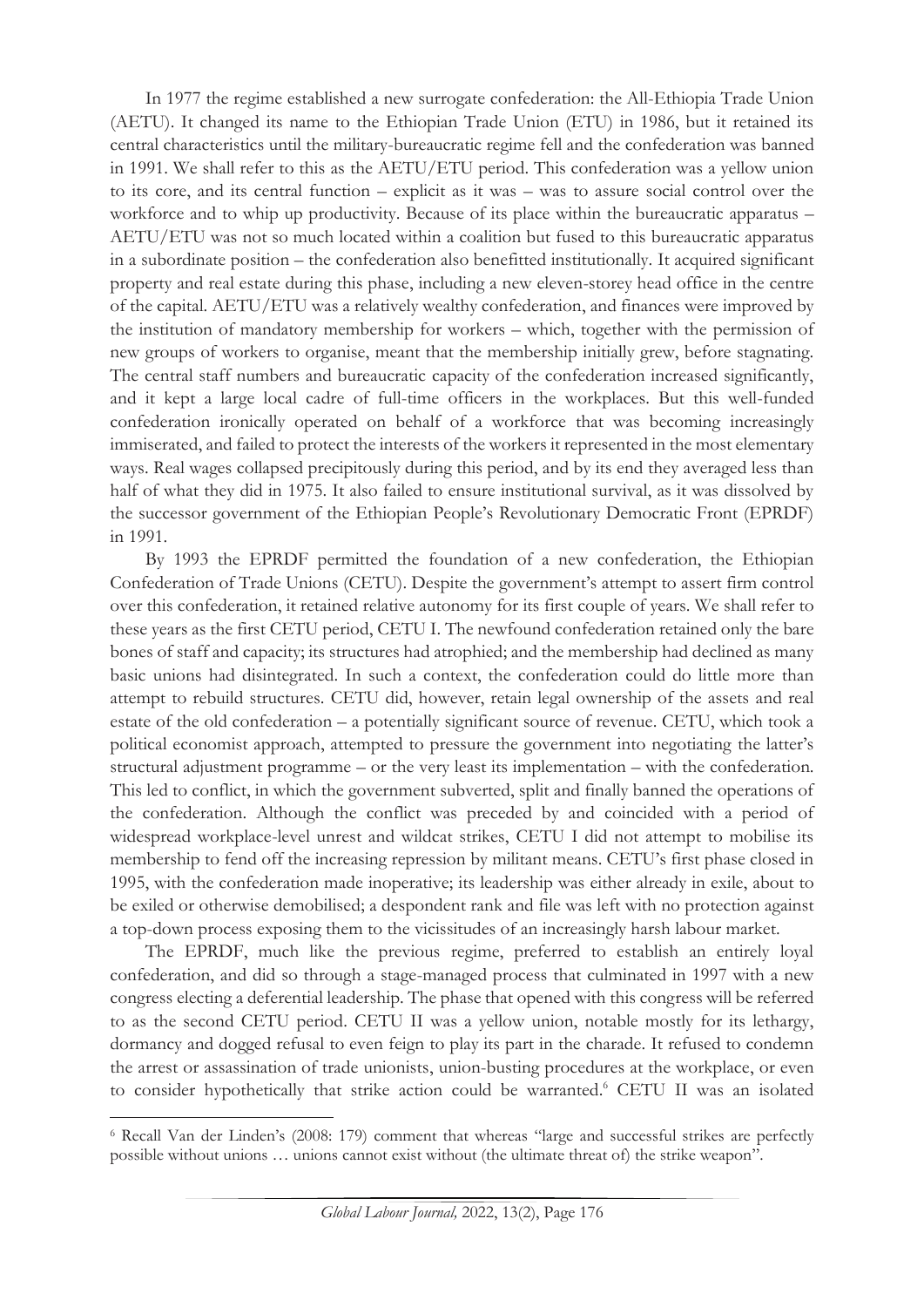In 1977 the regime established a new surrogate confederation: the All-Ethiopia Trade Union (AETU). It changed its name to the Ethiopian Trade Union (ETU) in 1986, but it retained its central characteristics until the military-bureaucratic regime fell and the confederation was banned in 1991. We shall refer to this as the AETU/ETU period. This confederation was a yellow union to its core, and its central function – explicit as it was – was to assure social control over the workforce and to whip up productivity. Because of its place within the bureaucratic apparatus – AETU/ETU was not so much located within a coalition but fused to this bureaucratic apparatus in a subordinate position – the confederation also benefitted institutionally. It acquired significant property and real estate during this phase, including a new eleven-storey head office in the centre of the capital. AETU/ETU was a relatively wealthy confederation, and finances were improved by the institution of mandatory membership for workers – which, together with the permission of new groups of workers to organise, meant that the membership initially grew, before stagnating. The central staff numbers and bureaucratic capacity of the confederation increased significantly, and it kept a large local cadre of full-time officers in the workplaces. But this well-funded confederation ironically operated on behalf of a workforce that was becoming increasingly immiserated, and failed to protect the interests of the workers it represented in the most elementary ways. Real wages collapsed precipitously during this period, and by its end they averaged less than half of what they did in 1975. It also failed to ensure institutional survival, as it was dissolved by the successor government of the Ethiopian People's Revolutionary Democratic Front (EPRDF) in 1991.

By 1993 the EPRDF permitted the foundation of a new confederation, the Ethiopian Confederation of Trade Unions (CETU). Despite the government's attempt to assert firm control over this confederation, it retained relative autonomy for its first couple of years. We shall refer to these years as the first CETU period, CETU I. The newfound confederation retained only the bare bones of staff and capacity; its structures had atrophied; and the membership had declined as many basic unions had disintegrated. In such a context, the confederation could do little more than attempt to rebuild structures. CETU did, however, retain legal ownership of the assets and real estate of the old confederation – a potentially significant source of revenue. CETU, which took a political economist approach, attempted to pressure the government into negotiating the latter's structural adjustment programme – or the very least its implementation – with the confederation. This led to conflict, in which the government subverted, split and finally banned the operations of the confederation. Although the conflict was preceded by and coincided with a period of widespread workplace-level unrest and wildcat strikes, CETU I did not attempt to mobilise its membership to fend off the increasing repression by militant means. CETU's first phase closed in 1995, with the confederation made inoperative; its leadership was either already in exile, about to be exiled or otherwise demobilised; a despondent rank and file was left with no protection against a top-down process exposing them to the vicissitudes of an increasingly harsh labour market.

The EPRDF, much like the previous regime, preferred to establish an entirely loyal confederation, and did so through a stage-managed process that culminated in 1997 with a new congress electing a deferential leadership. The phase that opened with this congress will be referred to as the second CETU period. CETU II was a yellow union, notable mostly for its lethargy, dormancy and dogged refusal to even feign to play its part in the charade. It refused to condemn the arrest or assassination of trade unionists, union-busting procedures at the workplace, or even to consider hypothetically that strike action could be warranted.[6] CETU II was an isolated

[6] Recall Van der Linden's (2008: 179) comment that whereas "large and successful strikes are perfectly possible without unions … unions cannot exist without (the ultimate threat of) the strike weapon".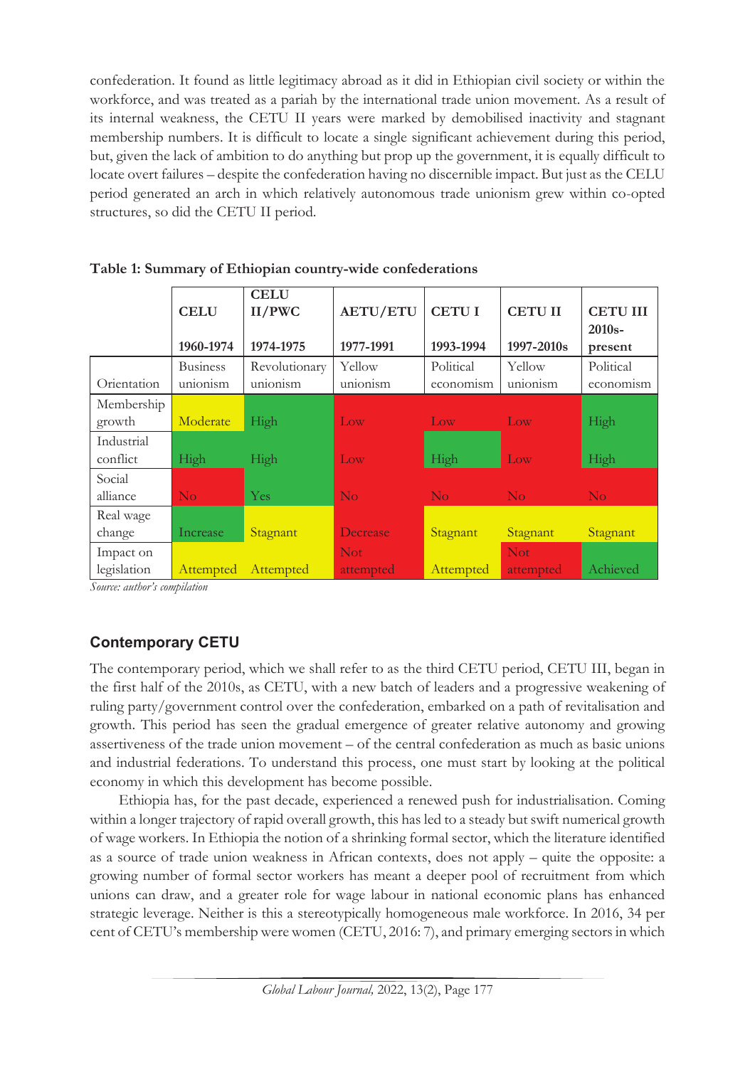confederation. It found as little legitimacy abroad as it did in Ethiopian civil society or within the workforce, and was treated as a pariah by the international trade union movement. As a result of its internal weakness, the CETU II years were marked by demobilised inactivity and stagnant membership numbers. It is difficult to locate a single significant achievement during this period, but, given the lack of ambition to do anything but prop up the government, it is equally difficult to locate overt failures – despite the confederation having no discernible impact. But just as the CELU period generated an arch in which relatively autonomous trade unionism grew within co-opted structures, so did the CETU II period.

**Table 1: Summary of Ethiopian country-wide confederations**

| | **CELU** 1960-1974 | **CELU II/PWC** 1974-1975 | **AETU/ETU** 1977-1991 | **CETU I** 1993-1994 | **CETU II** 1997-2010s | **CETU III** 2010s-present |
|---|---|---|---|---|---|---|
| Orientation | Business unionism | Revolutionary unionism | Yellow unionism | Political economism | Yellow unionism | Political economism |
| Membership growth | Moderate | High | Low | Low | Low | High |
| Industrial conflict | High | High | Low | High | Low | High |
| Social alliance | No | Yes | No | No | No | No |
| Real wage change | Increase | Stagnant | Decrease | Stagnant | Stagnant | Stagnant |
| Impact on legislation | Attempted | Attempted | Not attempted | Attempted | Not attempted | Achieved |

*Source: author's compilation*

## Contemporary CETU

The contemporary period, which we shall refer to as the third CETU period, CETU III, began in the first half of the 2010s, as CETU, with a new batch of leaders and a progressive weakening of ruling party/government control over the confederation, embarked on a path of revitalisation and growth. This period has seen the gradual emergence of greater relative autonomy and growing assertiveness of the trade union movement – of the central confederation as much as basic unions and industrial federations. To understand this process, one must start by looking at the political economy in which this development has become possible.

Ethiopia has, for the past decade, experienced a renewed push for industrialisation. Coming within a longer trajectory of rapid overall growth, this has led to a steady but swift numerical growth of wage workers. In Ethiopia the notion of a shrinking formal sector, which the literature identified as a source of trade union weakness in African contexts, does not apply – quite the opposite: a growing number of formal sector workers has meant a deeper pool of recruitment from which unions can draw, and a greater role for wage labour in national economic plans has enhanced strategic leverage. Neither is this a stereotypically homogeneous male workforce. In 2016, 34 per cent of CETU's membership were women (CETU, 2016: 7), and primary emerging sectors in which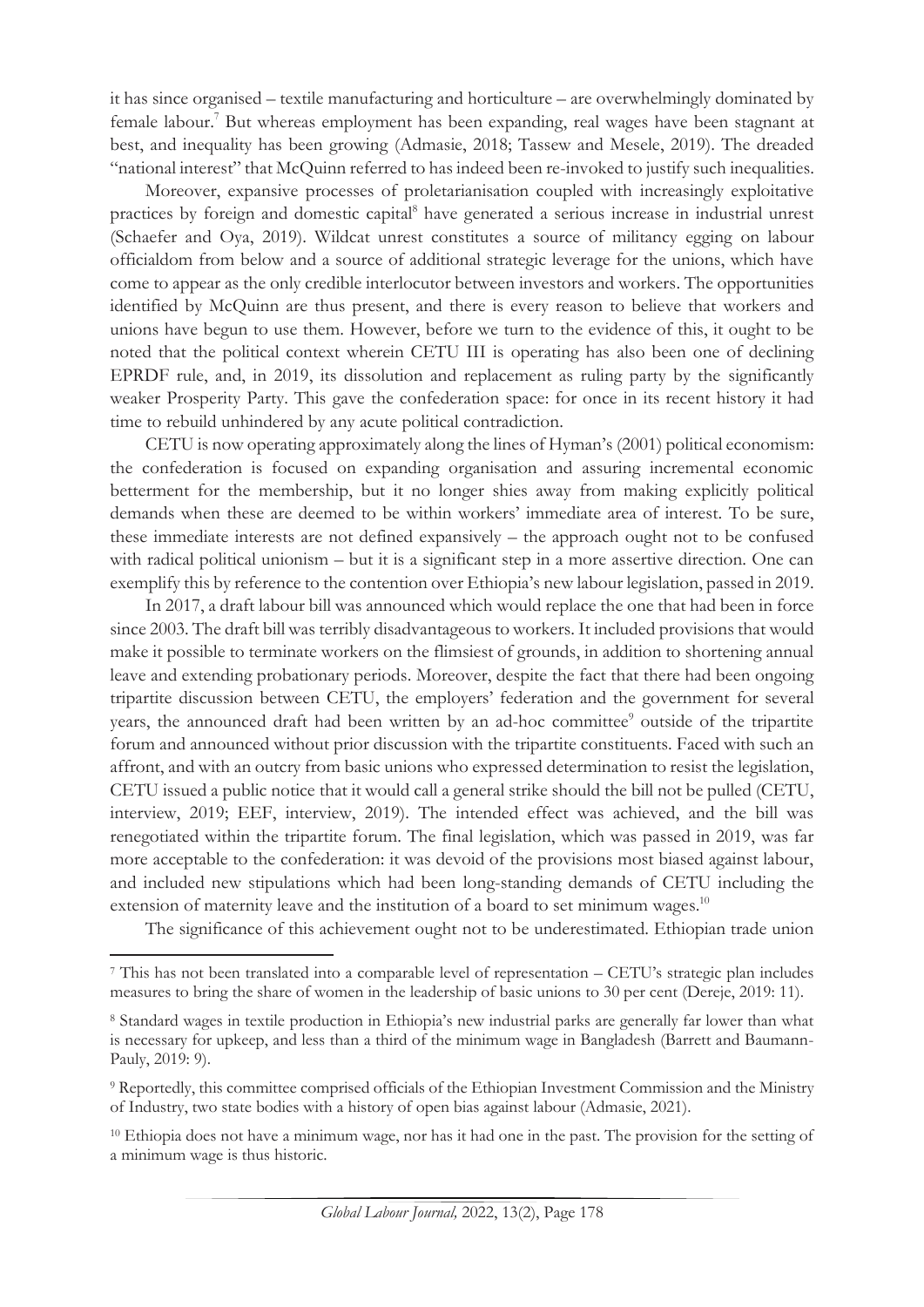it has since organised – textile manufacturing and horticulture – are overwhelmingly dominated by female labour.[7] But whereas employment has been expanding, real wages have been stagnant at best, and inequality has been growing (Admasie, 2018; Tassew and Mesele, 2019). The dreaded "national interest" that McQuinn referred to has indeed been re-invoked to justify such inequalities.

Moreover, expansive processes of proletarianisation coupled with increasingly exploitative practices by foreign and domestic capital[8] have generated a serious increase in industrial unrest (Schaefer and Oya, 2019). Wildcat unrest constitutes a source of militancy egging on labour officialdom from below and a source of additional strategic leverage for the unions, which have come to appear as the only credible interlocutor between investors and workers. The opportunities identified by McQuinn are thus present, and there is every reason to believe that workers and unions have begun to use them. However, before we turn to the evidence of this, it ought to be noted that the political context wherein CETU III is operating has also been one of declining EPRDF rule, and, in 2019, its dissolution and replacement as ruling party by the significantly weaker Prosperity Party. This gave the confederation space: for once in its recent history it had time to rebuild unhindered by any acute political contradiction.

CETU is now operating approximately along the lines of Hyman's (2001) political economism: the confederation is focused on expanding organisation and assuring incremental economic betterment for the membership, but it no longer shies away from making explicitly political demands when these are deemed to be within workers' immediate area of interest. To be sure, these immediate interests are not defined expansively – the approach ought not to be confused with radical political unionism – but it is a significant step in a more assertive direction. One can exemplify this by reference to the contention over Ethiopia's new labour legislation, passed in 2019.

In 2017, a draft labour bill was announced which would replace the one that had been in force since 2003. The draft bill was terribly disadvantageous to workers. It included provisions that would make it possible to terminate workers on the flimsiest of grounds, in addition to shortening annual leave and extending probationary periods. Moreover, despite the fact that there had been ongoing tripartite discussion between CETU, the employers' federation and the government for several years, the announced draft had been written by an ad-hoc committee[9] outside of the tripartite forum and announced without prior discussion with the tripartite constituents. Faced with such an affront, and with an outcry from basic unions who expressed determination to resist the legislation, CETU issued a public notice that it would call a general strike should the bill not be pulled (CETU, interview, 2019; EEF, interview, 2019). The intended effect was achieved, and the bill was renegotiated within the tripartite forum. The final legislation, which was passed in 2019, was far more acceptable to the confederation: it was devoid of the provisions most biased against labour, and included new stipulations which had been long-standing demands of CETU including the extension of maternity leave and the institution of a board to set minimum wages.[10]

The significance of this achievement ought not to be underestimated. Ethiopian trade union

---

[7] This has not been translated into a comparable level of representation – CETU's strategic plan includes measures to bring the share of women in the leadership of basic unions to 30 per cent (Dereje, 2019: 11).

[8] Standard wages in textile production in Ethiopia's new industrial parks are generally far lower than what is necessary for upkeep, and less than a third of the minimum wage in Bangladesh (Barrett and Baumann-Pauly, 2019: 9).

[9] Reportedly, this committee comprised officials of the Ethiopian Investment Commission and the Ministry of Industry, two state bodies with a history of open bias against labour (Admasie, 2021).

[10] Ethiopia does not have a minimum wage, nor has it had one in the past. The provision for the setting of a minimum wage is thus historic.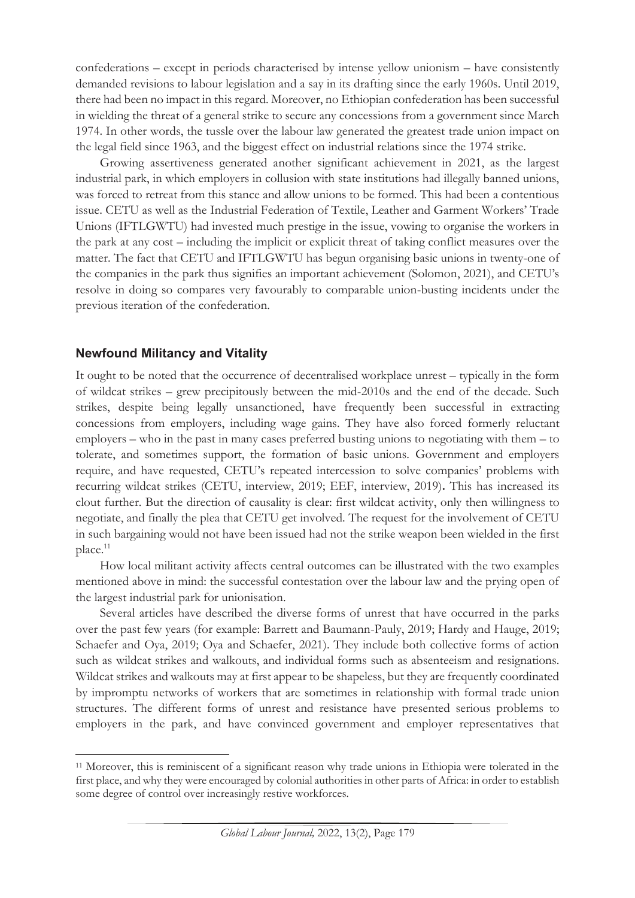confederations – except in periods characterised by intense yellow unionism – have consistently demanded revisions to labour legislation and a say in its drafting since the early 1960s. Until 2019, there had been no impact in this regard. Moreover, no Ethiopian confederation has been successful in wielding the threat of a general strike to secure any concessions from a government since March 1974. In other words, the tussle over the labour law generated the greatest trade union impact on the legal field since 1963, and the biggest effect on industrial relations since the 1974 strike.

Growing assertiveness generated another significant achievement in 2021, as the largest industrial park, in which employers in collusion with state institutions had illegally banned unions, was forced to retreat from this stance and allow unions to be formed. This had been a contentious issue. CETU as well as the Industrial Federation of Textile, Leather and Garment Workers' Trade Unions (IFTLGWTU) had invested much prestige in the issue, vowing to organise the workers in the park at any cost – including the implicit or explicit threat of taking conflict measures over the matter. The fact that CETU and IFTLGWTU has begun organising basic unions in twenty-one of the companies in the park thus signifies an important achievement (Solomon, 2021), and CETU's resolve in doing so compares very favourably to comparable union-busting incidents under the previous iteration of the confederation.

## Newfound Militancy and Vitality

It ought to be noted that the occurrence of decentralised workplace unrest – typically in the form of wildcat strikes – grew precipitously between the mid-2010s and the end of the decade. Such strikes, despite being legally unsanctioned, have frequently been successful in extracting concessions from employers, including wage gains. They have also forced formerly reluctant employers – who in the past in many cases preferred busting unions to negotiating with them – to tolerate, and sometimes support, the formation of basic unions. Government and employers require, and have requested, CETU's repeated intercession to solve companies' problems with recurring wildcat strikes (CETU, interview, 2019; EEF, interview, 2019). This has increased its clout further. But the direction of causality is clear: first wildcat activity, only then willingness to negotiate, and finally the plea that CETU get involved. The request for the involvement of CETU in such bargaining would not have been issued had not the strike weapon been wielded in the first place.[11]

How local militant activity affects central outcomes can be illustrated with the two examples mentioned above in mind: the successful contestation over the labour law and the prying open of the largest industrial park for unionisation.

Several articles have described the diverse forms of unrest that have occurred in the parks over the past few years (for example: Barrett and Baumann-Pauly, 2019; Hardy and Hauge, 2019; Schaefer and Oya, 2019; Oya and Schaefer, 2021). They include both collective forms of action such as wildcat strikes and walkouts, and individual forms such as absenteeism and resignations. Wildcat strikes and walkouts may at first appear to be shapeless, but they are frequently coordinated by impromptu networks of workers that are sometimes in relationship with formal trade union structures. The different forms of unrest and resistance have presented serious problems to employers in the park, and have convinced government and employer representatives that

[11] Moreover, this is reminiscent of a significant reason why trade unions in Ethiopia were tolerated in the first place, and why they were encouraged by colonial authorities in other parts of Africa: in order to establish some degree of control over increasingly restive workforces.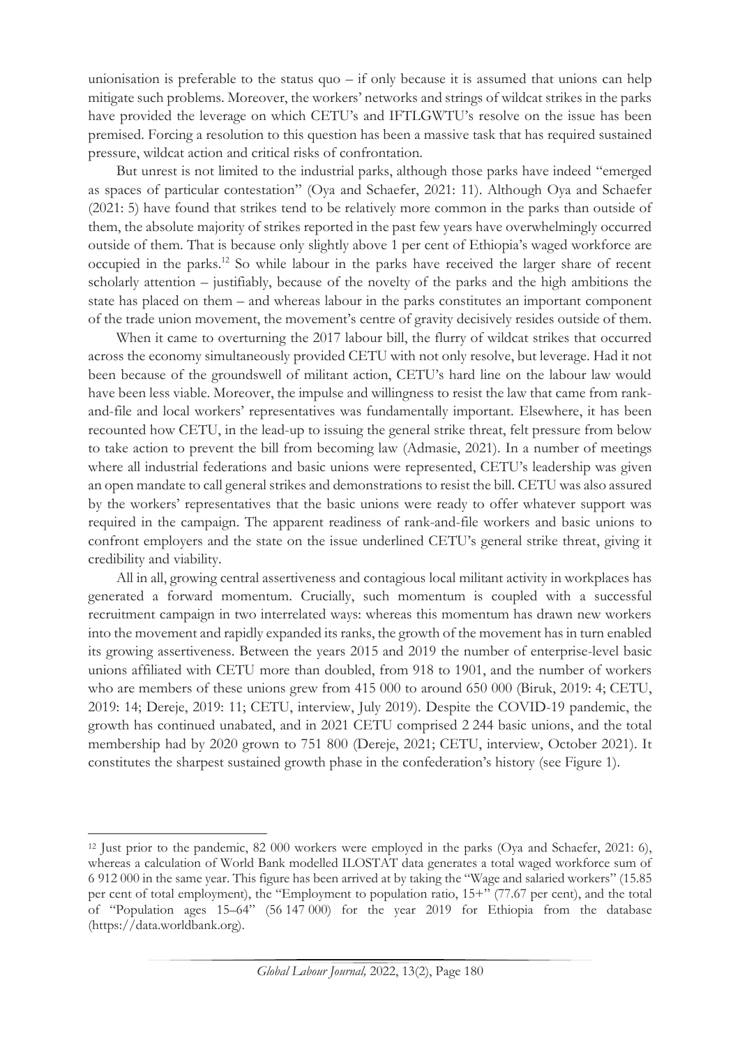unionisation is preferable to the status quo – if only because it is assumed that unions can help mitigate such problems. Moreover, the workers' networks and strings of wildcat strikes in the parks have provided the leverage on which CETU's and IFTLGWTU's resolve on the issue has been premised. Forcing a resolution to this question has been a massive task that has required sustained pressure, wildcat action and critical risks of confrontation.

But unrest is not limited to the industrial parks, although those parks have indeed "emerged as spaces of particular contestation" (Oya and Schaefer, 2021: 11). Although Oya and Schaefer (2021: 5) have found that strikes tend to be relatively more common in the parks than outside of them, the absolute majority of strikes reported in the past few years have overwhelmingly occurred outside of them. That is because only slightly above 1 per cent of Ethiopia's waged workforce are occupied in the parks.[12] So while labour in the parks have received the larger share of recent scholarly attention – justifiably, because of the novelty of the parks and the high ambitions the state has placed on them – and whereas labour in the parks constitutes an important component of the trade union movement, the movement's centre of gravity decisively resides outside of them.

When it came to overturning the 2017 labour bill, the flurry of wildcat strikes that occurred across the economy simultaneously provided CETU with not only resolve, but leverage. Had it not been because of the groundswell of militant action, CETU's hard line on the labour law would have been less viable. Moreover, the impulse and willingness to resist the law that came from rank-and-file and local workers' representatives was fundamentally important. Elsewhere, it has been recounted how CETU, in the lead-up to issuing the general strike threat, felt pressure from below to take action to prevent the bill from becoming law (Admasie, 2021). In a number of meetings where all industrial federations and basic unions were represented, CETU's leadership was given an open mandate to call general strikes and demonstrations to resist the bill. CETU was also assured by the workers' representatives that the basic unions were ready to offer whatever support was required in the campaign. The apparent readiness of rank-and-file workers and basic unions to confront employers and the state on the issue underlined CETU's general strike threat, giving it credibility and viability.

All in all, growing central assertiveness and contagious local militant activity in workplaces has generated a forward momentum. Crucially, such momentum is coupled with a successful recruitment campaign in two interrelated ways: whereas this momentum has drawn new workers into the movement and rapidly expanded its ranks, the growth of the movement has in turn enabled its growing assertiveness. Between the years 2015 and 2019 the number of enterprise-level basic unions affiliated with CETU more than doubled, from 918 to 1901, and the number of workers who are members of these unions grew from 415 000 to around 650 000 (Biruk, 2019: 4; CETU, 2019: 14; Dereje, 2019: 11; CETU, interview, July 2019). Despite the COVID-19 pandemic, the growth has continued unabated, and in 2021 CETU comprised 2 244 basic unions, and the total membership had by 2020 grown to 751 800 (Dereje, 2021; CETU, interview, October 2021). It constitutes the sharpest sustained growth phase in the confederation's history (see Figure 1).

---

[12] Just prior to the pandemic, 82 000 workers were employed in the parks (Oya and Schaefer, 2021: 6), whereas a calculation of World Bank modelled ILOSTAT data generates a total waged workforce sum of 6 912 000 in the same year. This figure has been arrived at by taking the "Wage and salaried workers" (15.85 per cent of total employment), the "Employment to population ratio, 15+" (77.67 per cent), and the total of "Population ages 15–64" (56 147 000) for the year 2019 for Ethiopia from the database (https://data.worldbank.org).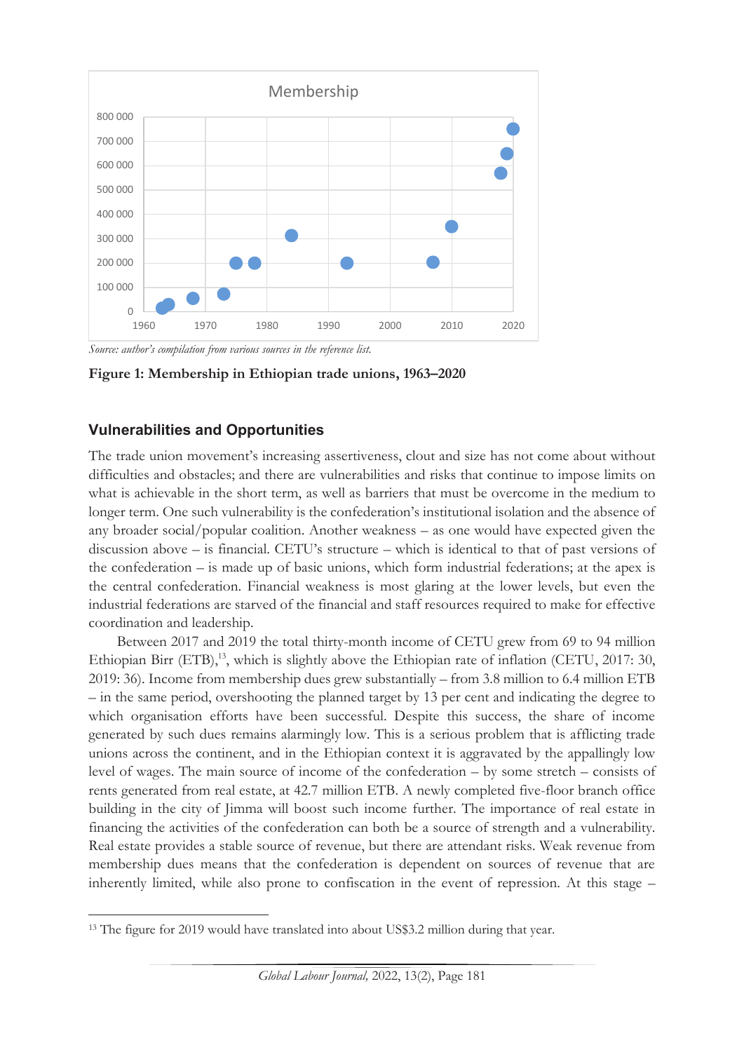Source: author's compilation from various sources in the reference list.

**Figure 1: Membership in Ethiopian trade unions, 1963–2020**

## Vulnerabilities and Opportunities

The trade union movement's increasing assertiveness, clout and size has not come about without difficulties and obstacles; and there are vulnerabilities and risks that continue to impose limits on what is achievable in the short term, as well as barriers that must be overcome in the medium to longer term. One such vulnerability is the confederation's institutional isolation and the absence of any broader social/popular coalition. Another weakness – as one would have expected given the discussion above – is financial. CETU's structure – which is identical to that of past versions of the confederation – is made up of basic unions, which form industrial federations; at the apex is the central confederation. Financial weakness is most glaring at the lower levels, but even the industrial federations are starved of the financial and staff resources required to make for effective coordination and leadership.

Between 2017 and 2019 the total thirty-month income of CETU grew from 69 to 94 million Ethiopian Birr (ETB),[13], which is slightly above the Ethiopian rate of inflation (CETU, 2017: 30, 2019: 36). Income from membership dues grew substantially – from 3.8 million to 6.4 million ETB – in the same period, overshooting the planned target by 13 per cent and indicating the degree to which organisation efforts have been successful. Despite this success, the share of income generated by such dues remains alarmingly low. This is a serious problem that is afflicting trade unions across the continent, and in the Ethiopian context it is aggravated by the appallingly low level of wages. The main source of income of the confederation – by some stretch – consists of rents generated from real estate, at 42.7 million ETB. A newly completed five-floor branch office building in the city of Jimma will boost such income further. The importance of real estate in financing the activities of the confederation can both be a source of strength and a vulnerability. Real estate provides a stable source of revenue, but there are attendant risks. Weak revenue from membership dues means that the confederation is dependent on sources of revenue that are inherently limited, while also prone to confiscation in the event of repression. At this stage –

[13] The figure for 2019 would have translated into about US$3.2 million during that year.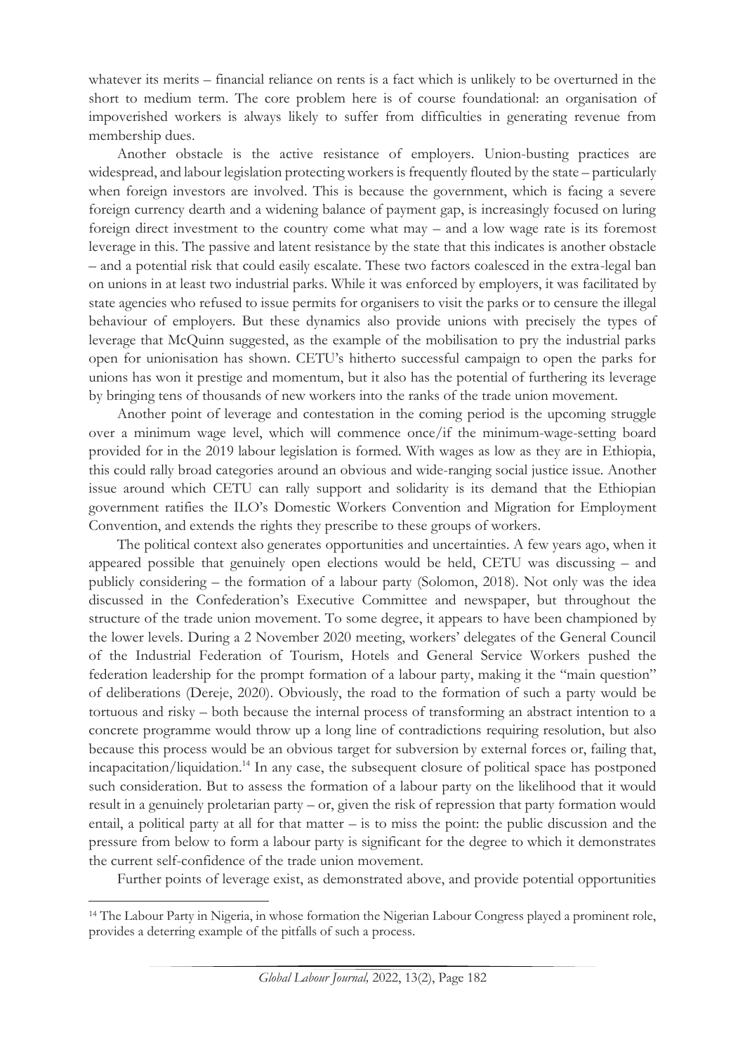whatever its merits – financial reliance on rents is a fact which is unlikely to be overturned in the short to medium term. The core problem here is of course foundational: an organisation of impoverished workers is always likely to suffer from difficulties in generating revenue from membership dues.

Another obstacle is the active resistance of employers. Union-busting practices are widespread, and labour legislation protecting workers is frequently flouted by the state – particularly when foreign investors are involved. This is because the government, which is facing a severe foreign currency dearth and a widening balance of payment gap, is increasingly focused on luring foreign direct investment to the country come what may – and a low wage rate is its foremost leverage in this. The passive and latent resistance by the state that this indicates is another obstacle – and a potential risk that could easily escalate. These two factors coalesced in the extra-legal ban on unions in at least two industrial parks. While it was enforced by employers, it was facilitated by state agencies who refused to issue permits for organisers to visit the parks or to censure the illegal behaviour of employers. But these dynamics also provide unions with precisely the types of leverage that McQuinn suggested, as the example of the mobilisation to pry the industrial parks open for unionisation has shown. CETU's hitherto successful campaign to open the parks for unions has won it prestige and momentum, but it also has the potential of furthering its leverage by bringing tens of thousands of new workers into the ranks of the trade union movement.

Another point of leverage and contestation in the coming period is the upcoming struggle over a minimum wage level, which will commence once/if the minimum-wage-setting board provided for in the 2019 labour legislation is formed. With wages as low as they are in Ethiopia, this could rally broad categories around an obvious and wide-ranging social justice issue. Another issue around which CETU can rally support and solidarity is its demand that the Ethiopian government ratifies the ILO's Domestic Workers Convention and Migration for Employment Convention, and extends the rights they prescribe to these groups of workers.

The political context also generates opportunities and uncertainties. A few years ago, when it appeared possible that genuinely open elections would be held, CETU was discussing – and publicly considering – the formation of a labour party (Solomon, 2018). Not only was the idea discussed in the Confederation's Executive Committee and newspaper, but throughout the structure of the trade union movement. To some degree, it appears to have been championed by the lower levels. During a 2 November 2020 meeting, workers' delegates of the General Council of the Industrial Federation of Tourism, Hotels and General Service Workers pushed the federation leadership for the prompt formation of a labour party, making it the "main question" of deliberations (Dereje, 2020). Obviously, the road to the formation of such a party would be tortuous and risky – both because the internal process of transforming an abstract intention to a concrete programme would throw up a long line of contradictions requiring resolution, but also because this process would be an obvious target for subversion by external forces or, failing that, incapacitation/liquidation.[14] In any case, the subsequent closure of political space has postponed such consideration. But to assess the formation of a labour party on the likelihood that it would result in a genuinely proletarian party – or, given the risk of repression that party formation would entail, a political party at all for that matter – is to miss the point: the public discussion and the pressure from below to form a labour party is significant for the degree to which it demonstrates the current self-confidence of the trade union movement.

Further points of leverage exist, as demonstrated above, and provide potential opportunities

---

[14] The Labour Party in Nigeria, in whose formation the Nigerian Labour Congress played a prominent role, provides a deterring example of the pitfalls of such a process.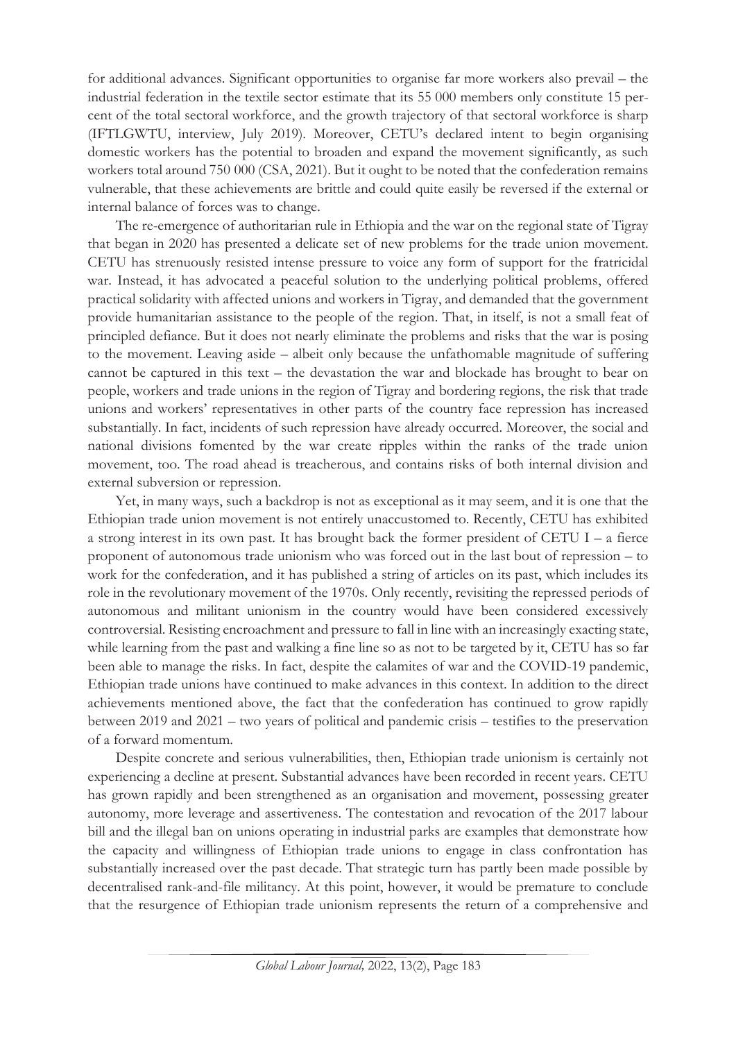for additional advances. Significant opportunities to organise far more workers also prevail – the industrial federation in the textile sector estimate that its 55 000 members only constitute 15 percent of the total sectoral workforce, and the growth trajectory of that sectoral workforce is sharp (IFTLGWTU, interview, July 2019). Moreover, CETU's declared intent to begin organising domestic workers has the potential to broaden and expand the movement significantly, as such workers total around 750 000 (CSA, 2021). But it ought to be noted that the confederation remains vulnerable, that these achievements are brittle and could quite easily be reversed if the external or internal balance of forces was to change.

The re-emergence of authoritarian rule in Ethiopia and the war on the regional state of Tigray that began in 2020 has presented a delicate set of new problems for the trade union movement. CETU has strenuously resisted intense pressure to voice any form of support for the fratricidal war. Instead, it has advocated a peaceful solution to the underlying political problems, offered practical solidarity with affected unions and workers in Tigray, and demanded that the government provide humanitarian assistance to the people of the region. That, in itself, is not a small feat of principled defiance. But it does not nearly eliminate the problems and risks that the war is posing to the movement. Leaving aside – albeit only because the unfathomable magnitude of suffering cannot be captured in this text – the devastation the war and blockade has brought to bear on people, workers and trade unions in the region of Tigray and bordering regions, the risk that trade unions and workers' representatives in other parts of the country face repression has increased substantially. In fact, incidents of such repression have already occurred. Moreover, the social and national divisions fomented by the war create ripples within the ranks of the trade union movement, too. The road ahead is treacherous, and contains risks of both internal division and external subversion or repression.

Yet, in many ways, such a backdrop is not as exceptional as it may seem, and it is one that the Ethiopian trade union movement is not entirely unaccustomed to. Recently, CETU has exhibited a strong interest in its own past. It has brought back the former president of CETU I – a fierce proponent of autonomous trade unionism who was forced out in the last bout of repression – to work for the confederation, and it has published a string of articles on its past, which includes its role in the revolutionary movement of the 1970s. Only recently, revisiting the repressed periods of autonomous and militant unionism in the country would have been considered excessively controversial. Resisting encroachment and pressure to fall in line with an increasingly exacting state, while learning from the past and walking a fine line so as not to be targeted by it, CETU has so far been able to manage the risks. In fact, despite the calamites of war and the COVID-19 pandemic, Ethiopian trade unions have continued to make advances in this context. In addition to the direct achievements mentioned above, the fact that the confederation has continued to grow rapidly between 2019 and 2021 – two years of political and pandemic crisis – testifies to the preservation of a forward momentum.

Despite concrete and serious vulnerabilities, then, Ethiopian trade unionism is certainly not experiencing a decline at present. Substantial advances have been recorded in recent years. CETU has grown rapidly and been strengthened as an organisation and movement, possessing greater autonomy, more leverage and assertiveness. The contestation and revocation of the 2017 labour bill and the illegal ban on unions operating in industrial parks are examples that demonstrate how the capacity and willingness of Ethiopian trade unions to engage in class confrontation has substantially increased over the past decade. That strategic turn has partly been made possible by decentralised rank-and-file militancy. At this point, however, it would be premature to conclude that the resurgence of Ethiopian trade unionism represents the return of a comprehensive and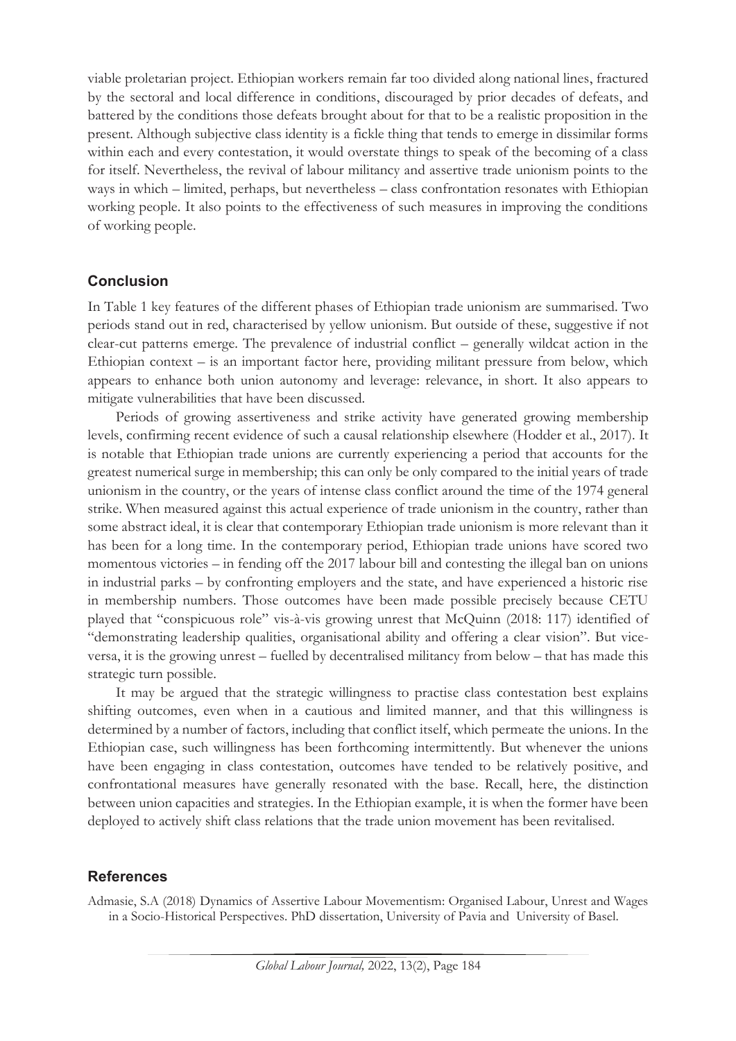viable proletarian project. Ethiopian workers remain far too divided along national lines, fractured by the sectoral and local difference in conditions, discouraged by prior decades of defeats, and battered by the conditions those defeats brought about for that to be a realistic proposition in the present. Although subjective class identity is a fickle thing that tends to emerge in dissimilar forms within each and every contestation, it would overstate things to speak of the becoming of a class for itself. Nevertheless, the revival of labour militancy and assertive trade unionism points to the ways in which – limited, perhaps, but nevertheless – class confrontation resonates with Ethiopian working people. It also points to the effectiveness of such measures in improving the conditions of working people.

## Conclusion

In Table 1 key features of the different phases of Ethiopian trade unionism are summarised. Two periods stand out in red, characterised by yellow unionism. But outside of these, suggestive if not clear-cut patterns emerge. The prevalence of industrial conflict – generally wildcat action in the Ethiopian context – is an important factor here, providing militant pressure from below, which appears to enhance both union autonomy and leverage: relevance, in short. It also appears to mitigate vulnerabilities that have been discussed.

Periods of growing assertiveness and strike activity have generated growing membership levels, confirming recent evidence of such a causal relationship elsewhere (Hodder et al., 2017). It is notable that Ethiopian trade unions are currently experiencing a period that accounts for the greatest numerical surge in membership; this can only be only compared to the initial years of trade unionism in the country, or the years of intense class conflict around the time of the 1974 general strike. When measured against this actual experience of trade unionism in the country, rather than some abstract ideal, it is clear that contemporary Ethiopian trade unionism is more relevant than it has been for a long time. In the contemporary period, Ethiopian trade unions have scored two momentous victories – in fending off the 2017 labour bill and contesting the illegal ban on unions in industrial parks – by confronting employers and the state, and have experienced a historic rise in membership numbers. Those outcomes have been made possible precisely because CETU played that "conspicuous role" vis-à-vis growing unrest that McQuinn (2018: 117) identified of "demonstrating leadership qualities, organisational ability and offering a clear vision". But vice-versa, it is the growing unrest – fuelled by decentralised militancy from below – that has made this strategic turn possible.

It may be argued that the strategic willingness to practise class contestation best explains shifting outcomes, even when in a cautious and limited manner, and that this willingness is determined by a number of factors, including that conflict itself, which permeate the unions. In the Ethiopian case, such willingness has been forthcoming intermittently. But whenever the unions have been engaging in class contestation, outcomes have tended to be relatively positive, and confrontational measures have generally resonated with the base. Recall, here, the distinction between union capacities and strategies. In the Ethiopian example, it is when the former have been deployed to actively shift class relations that the trade union movement has been revitalised.

## References

Admasie, S.A (2018) Dynamics of Assertive Labour Movementism: Organised Labour, Unrest and Wages in a Socio-Historical Perspectives. PhD dissertation, University of Pavia and University of Basel.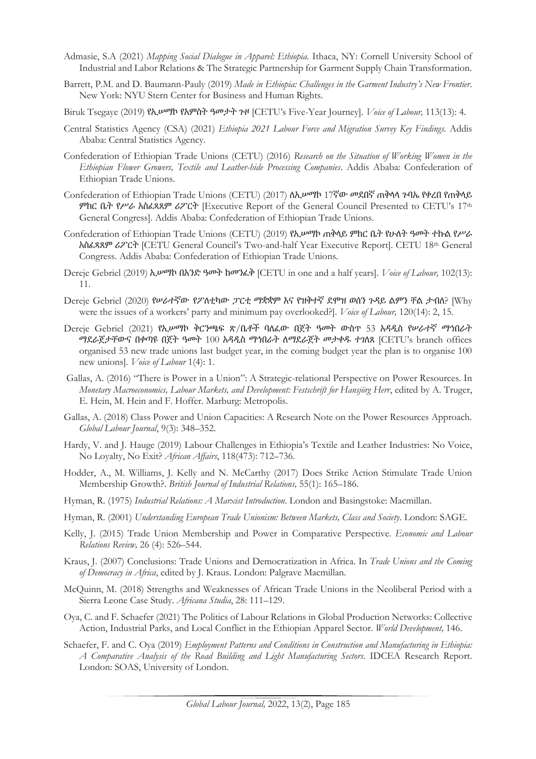Admasie, S.A (2021) *Mapping Social Dialogue in Apparel: Ethiopia*. Ithaca, NY: Cornell University School of Industrial and Labor Relations & The Strategic Partnership for Garment Supply Chain Transformation.

Barrett, P.M. and D. Baumann-Pauly (2019) *Made in Ethiopia: Challenges in the Garment Industry's New Frontier*. New York: NYU Stern Center for Business and Human Rights.

Biruk Tsegaye (2019) የኢሠማኮ የአምስት ዓመታት ጉዞ [CETU's Five-Year Journey]. *Voice of Labour,* 113(13): 4.

Central Statistics Agency (CSA) (2021) *Ethiopia 2021 Labour Force and Migration Survey Key Findings*. Addis Ababa: Central Statistics Agency.

Confederation of Ethiopian Trade Unions (CETU) (2016) *Research on the Situation of Working Women in the Ethiopian Flower Growers, Textile and Leather-hide Processing Companies*. Addis Ababa: Confederation of Ethiopian Trade Unions.

Confederation of Ethiopian Trade Unions (CETU) (2017) ለኢሠማኮ 17ኛው መደበኛ ጠቅላላ ጉባኤ የቀረበ የጠቅላይ ምክር ቤት የሥራ አስፈጻጸም ሪፖርት [Executive Report of the General Council Presented to CETU's 17th General Congress]. Addis Ababa: Confederation of Ethiopian Trade Unions.

Confederation of Ethiopian Trade Unions (CETU) (2019) የኢሠማኮ ጠቅላይ ምክር ቤት የሁለት ዓመት ተኩል የሥራ አስፈጻጸም ሪፖርት [CETU General Council's Two-and-half Year Executive Report]. CETU 18th General Congress. Addis Ababa: Confederation of Ethiopian Trade Unions.

Dereje Gebriel (2019) ኢሠማኮ በአንድ ዓመት ከመንፈቅ [CETU in one and a half years]. *Voice of Labour,* 102(13): 11.

Dereje Gebriel (2020) የሠራተኛው የፖለቲካው ፓርቲ ማቋቋም እና የዝቅተኛ ደሞዝ ወሰን ጉዳይ ልምን ቸል ታብለ? [Why were the issues of a workers' party and minimum pay overlooked?]. *Voice of Labour,* 120(14): 2, 15.

Dereje Gebriel (2021) የኢሠማኮ ቅርንጫፍ ጽ/ቤቶች ባለፈው በጀት ዓመት ውስጥ 53 አዳዲስ የሠራተኛ ማኅበራት ማደራጀታቸውና በቀጣዩ በጀት ዓመት 100 አዳዲስ ማኅበራት ለማደራጀት መታቀዱ ተገለጸ [CETU's branch offices organised 53 new trade unions last budget year, in the coming budget year the plan is to organise 100 new unions]. *Voice of Labour* 1(4): 1.

Gallas, A. (2016) "There is Power in a Union": A Strategic-relational Perspective on Power Resources. In *Monetary Macroeconomics, Labour Markets, and Development: Festschrift for Hansjörg Herr*, edited by A. Truger, E. Hein, M. Hein and F. Hoffer. Marburg: Metropolis.

Gallas, A. (2018) Class Power and Union Capacities: A Research Note on the Power Resources Approach. *Global Labour Journal*, 9(3): 348–352.

Hardy, V. and J. Hauge (2019) Labour Challenges in Ethiopia's Textile and Leather Industries: No Voice, No Loyalty, No Exit? *African Affairs*, 118(473): 712–736.

Hodder, A., M. Williams, J. Kelly and N. McCarthy (2017) Does Strike Action Stimulate Trade Union Membership Growth?. *British Journal of Industrial Relations,* 55(1): 165–186.

Hyman, R. (1975) *Industrial Relations: A Marxist Introduction*. London and Basingstoke: Macmillan.

Hyman, R. (2001) *Understanding European Trade Unionism: Between Markets, Class and Society*. London: SAGE.

Kelly, J. (2015) Trade Union Membership and Power in Comparative Perspective. *Economic and Labour Relations Review,* 26 (4): 526–544.

Kraus, J. (2007) Conclusions: Trade Unions and Democratization in Africa. In *Trade Unions and the Coming of Democracy in Africa*, edited by J. Kraus. London: Palgrave Macmillan.

McQuinn, M. (2018) Strengths and Weaknesses of African Trade Unions in the Neoliberal Period with a Sierra Leone Case Study. *Africana Studia*, 28: 111–129.

Oya, C. and F. Schaefer (2021) The Politics of Labour Relations in Global Production Networks: Collective Action, Industrial Parks, and Local Conflict in the Ethiopian Apparel Sector. *World Development,* 146.

Schaefer, F. and C. Oya (2019) *Employment Patterns and Conditions in Construction and Manufacturing in Ethiopia: A Comparative Analysis of the Road Building and Light Manufacturing Sectors*. IDCEA Research Report. London: SOAS, University of London.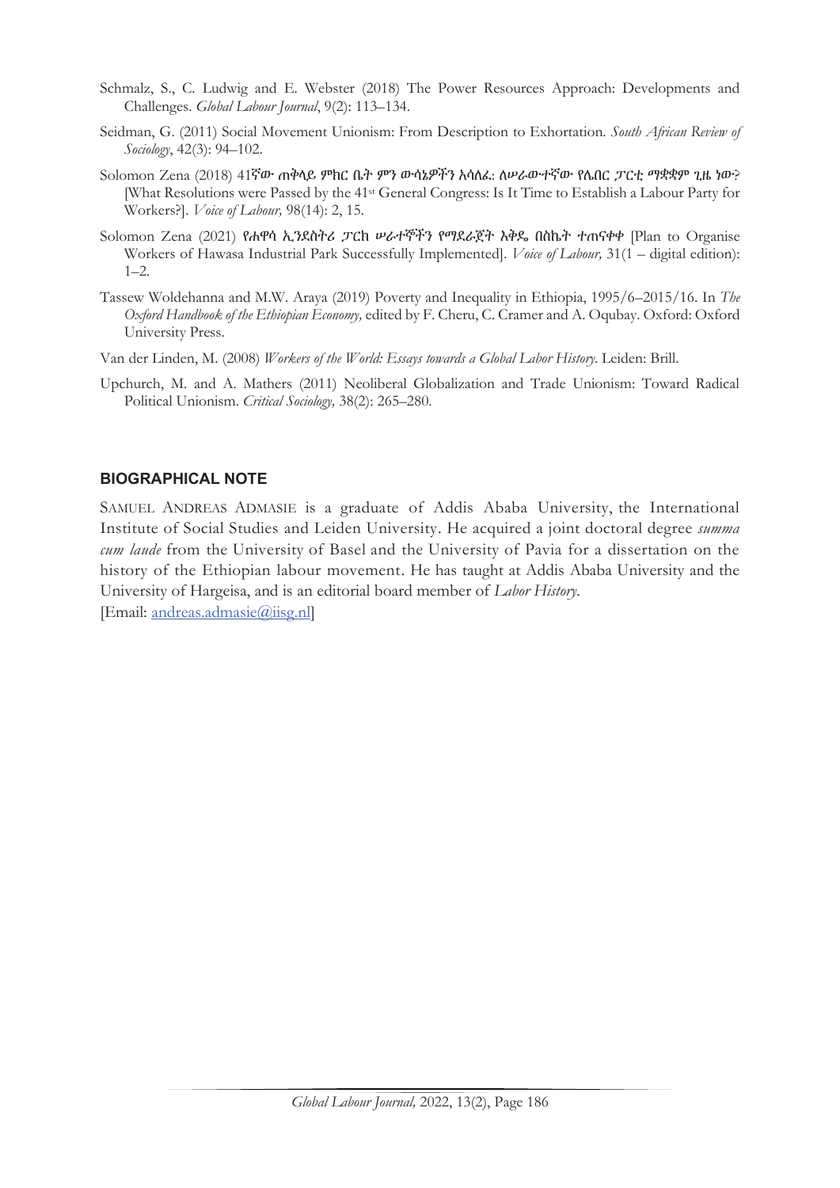Schmalz, S., C. Ludwig and E. Webster (2018) The Power Resources Approach: Developments and Challenges. *Global Labour Journal*, 9(2): 113–134.

Seidman, G. (2011) Social Movement Unionism: From Description to Exhortation. *South African Review of Sociology*, 42(3): 94–102.

Solomon Zena (2018) 41ኛው ጠቅላይ ምክር ቤት ምን ውሳኔዎችን አሳለፈ: ለሠራውተኛው የሌበር ፓርቲ ማቋቋም ጊዜ ነው? [What Resolutions were Passed by the 41st General Congress: Is It Time to Establish a Labour Party for Workers?]. *Voice of Labour,* 98(14): 2, 15.

Solomon Zena (2021) የሐዋሳ ኢንደስትሪ ፓርክ ሠራተኞችን የማደራጀት እቅዱ በስኬት ተጠናቀቀ [Plan to Organise Workers of Hawasa Industrial Park Successfully Implemented]. *Voice of Labour,* 31(1 – digital edition): 1–2.

Tassew Woldehanna and M.W. Araya (2019) Poverty and Inequality in Ethiopia, 1995/6–2015/16. In *The Oxford Handbook of the Ethiopian Economy,* edited by F. Cheru, C. Cramer and A. Oqubay. Oxford: Oxford University Press.

Van der Linden, M. (2008) *Workers of the World: Essays towards a Global Labor History*. Leiden: Brill.

Upchurch, M. and A. Mathers (2011) Neoliberal Globalization and Trade Unionism: Toward Radical Political Unionism. *Critical Sociology,* 38(2): 265–280.

## BIOGRAPHICAL NOTE

SAMUEL ANDREAS ADMASIE is a graduate of Addis Ababa University, the International Institute of Social Studies and Leiden University. He acquired a joint doctoral degree *summa cum laude* from the University of Basel and the University of Pavia for a dissertation on the history of the Ethiopian labour movement. He has taught at Addis Ababa University and the University of Hargeisa, and is an editorial board member of *Labor History*.
[Email: andreas.admasie@iisg.nl]